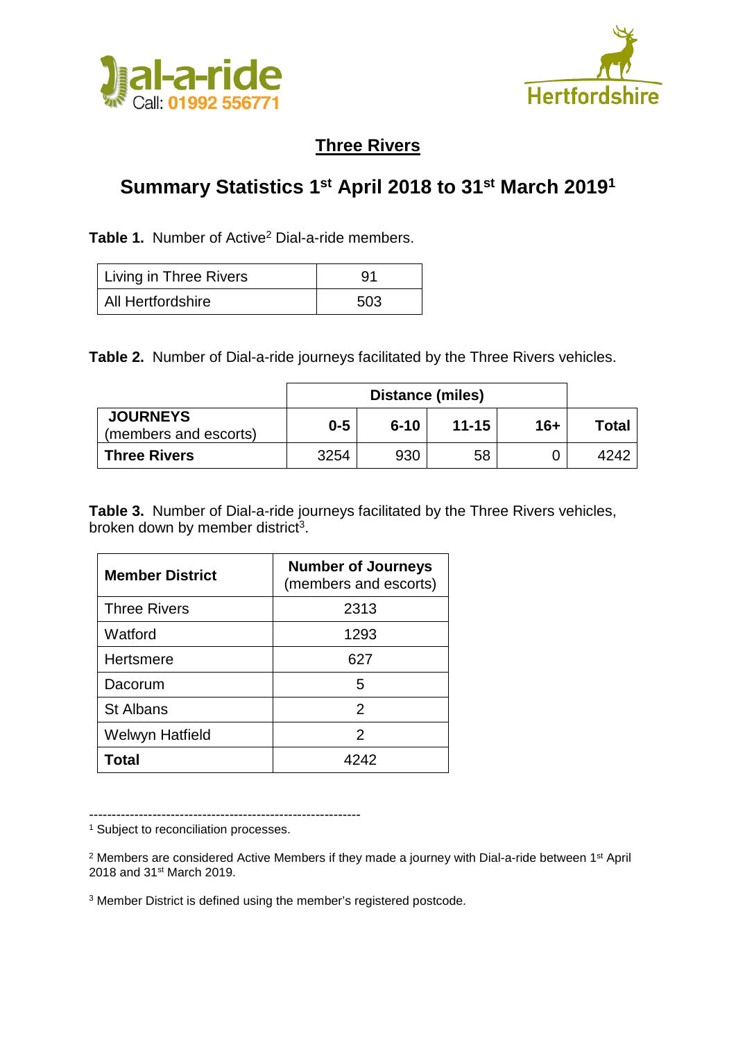Dial-a-ride
Call: 01992 556771

Hertfordshire

## Three Rivers

# Summary Statistics 1st April 2018 to 31st March 2019[1]

**Table 1.** Number of Active[2] Dial-a-ride members.

| | |
|---|---|
| Living in Three Rivers | 91 |
| All Hertfordshire | 503 |

**Table 2.** Number of Dial-a-ride journeys facilitated by the Three Rivers vehicles.

| | Distance (miles) | | | | |
|---|---|---|---|---|---|
| **JOURNEYS** (members and escorts) | **0-5** | **6-10** | **11-15** | **16+** | **Total** |
| **Three Rivers** | 3254 | 930 | 58 | 0 | 4242 |

**Table 3.** Number of Dial-a-ride journeys facilitated by the Three Rivers vehicles, broken down by member district[3].

| **Member District** | **Number of Journeys** (members and escorts) |
|---|---|
| Three Rivers | 2313 |
| Watford | 1293 |
| Hertsmere | 627 |
| Dacorum | 5 |
| St Albans | 2 |
| Welwyn Hatfield | 2 |
| **Total** | 4242 |

---

[1] Subject to reconciliation processes.

[2] Members are considered Active Members if they made a journey with Dial-a-ride between 1st April 2018 and 31st March 2019.

[3] Member District is defined using the member's registered postcode.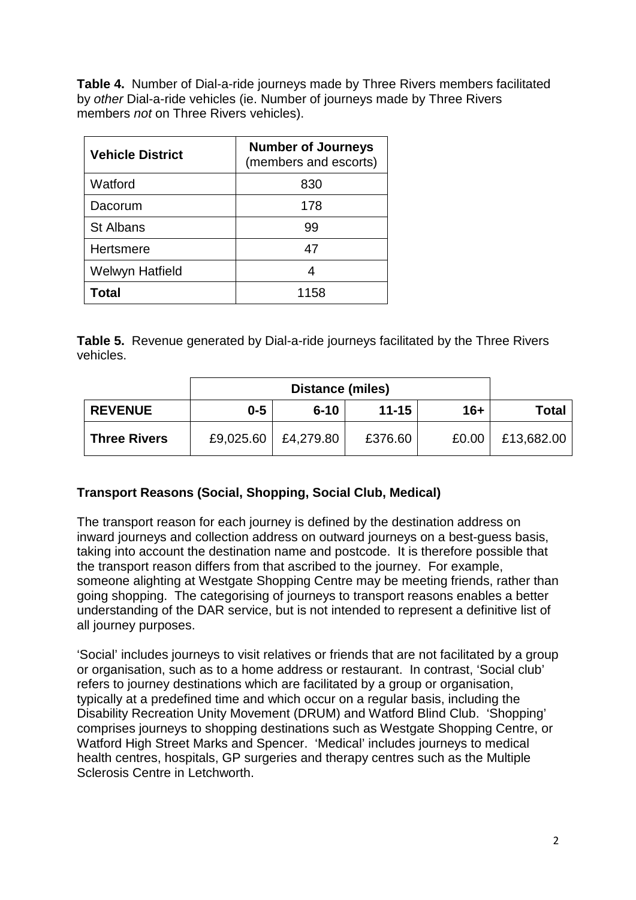**Table 4.** Number of Dial-a-ride journeys made by Three Rivers members facilitated by *other* Dial-a-ride vehicles (ie. Number of journeys made by Three Rivers members *not* on Three Rivers vehicles).

| Vehicle District | Number of Journeys (members and escorts) |
|---|---|
| Watford | 830 |
| Dacorum | 178 |
| St Albans | 99 |
| Hertsmere | 47 |
| Welwyn Hatfield | 4 |
| **Total** | 1158 |

**Table 5.** Revenue generated by Dial-a-ride journeys facilitated by the Three Rivers vehicles.

| | Distance (miles) | | | | |
|---|---|---|---|---|---|
| **REVENUE** | **0-5** | **6-10** | **11-15** | **16+** | **Total** |
| **Three Rivers** | £9,025.60 | £4,279.80 | £376.60 | £0.00 | £13,682.00 |

**Transport Reasons (Social, Shopping, Social Club, Medical)**

The transport reason for each journey is defined by the destination address on inward journeys and collection address on outward journeys on a best-guess basis, taking into account the destination name and postcode. It is therefore possible that the transport reason differs from that ascribed to the journey. For example, someone alighting at Westgate Shopping Centre may be meeting friends, rather than going shopping. The categorising of journeys to transport reasons enables a better understanding of the DAR service, but is not intended to represent a definitive list of all journey purposes.

'Social' includes journeys to visit relatives or friends that are not facilitated by a group or organisation, such as to a home address or restaurant. In contrast, 'Social club' refers to journey destinations which are facilitated by a group or organisation, typically at a predefined time and which occur on a regular basis, including the Disability Recreation Unity Movement (DRUM) and Watford Blind Club. 'Shopping' comprises journeys to shopping destinations such as Westgate Shopping Centre, or Watford High Street Marks and Spencer. 'Medical' includes journeys to medical health centres, hospitals, GP surgeries and therapy centres such as the Multiple Sclerosis Centre in Letchworth.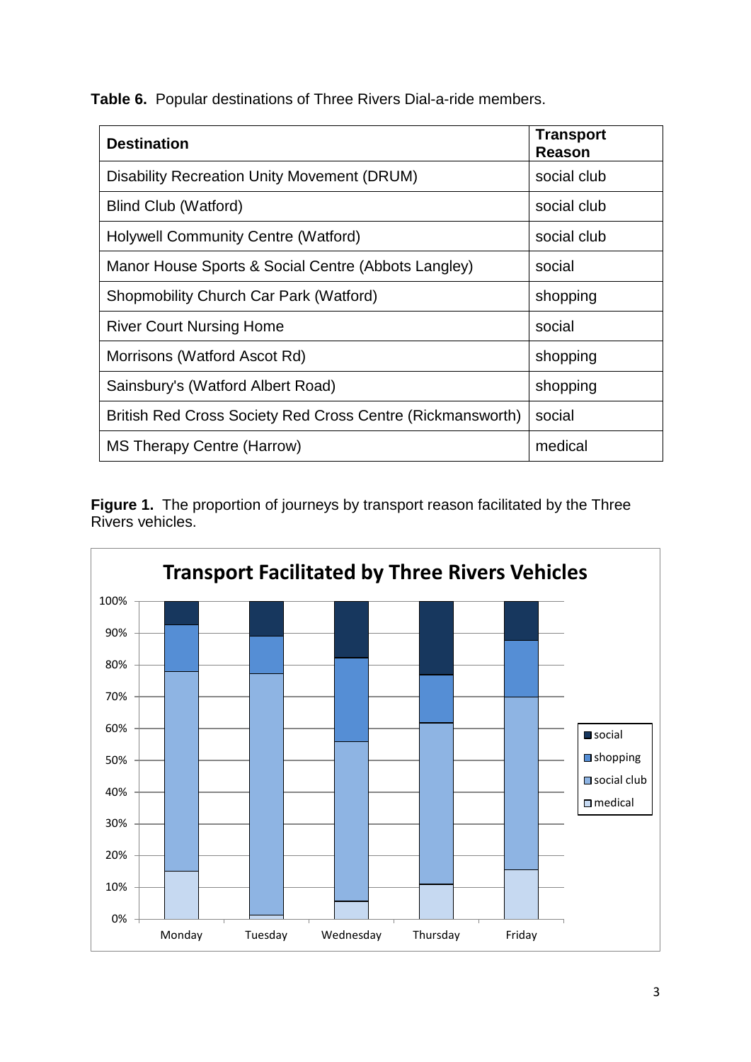**Table 6.** Popular destinations of Three Rivers Dial-a-ride members.

| Destination | Transport Reason |
| --- | --- |
| Disability Recreation Unity Movement (DRUM) | social club |
| Blind Club (Watford) | social club |
| Holywell Community Centre (Watford) | social club |
| Manor House Sports & Social Centre (Abbots Langley) | social |
| Shopmobility Church Car Park (Watford) | shopping |
| River Court Nursing Home | social |
| Morrisons (Watford Ascot Rd) | shopping |
| Sainsbury's (Watford Albert Road) | shopping |
| British Red Cross Society Red Cross Centre (Rickmansworth) | social |
| MS Therapy Centre (Harrow) | medical |

**Figure 1.** The proportion of journeys by transport reason facilitated by the Three Rivers vehicles.

Transport Facilitated by Three Rivers Vehicles

100%
90%
80%
70%
60%
50%
40%
30%
20%
10%
0%

Monday
Tuesday
Wednesday
Thursday
Friday

social
shopping
social club
medical